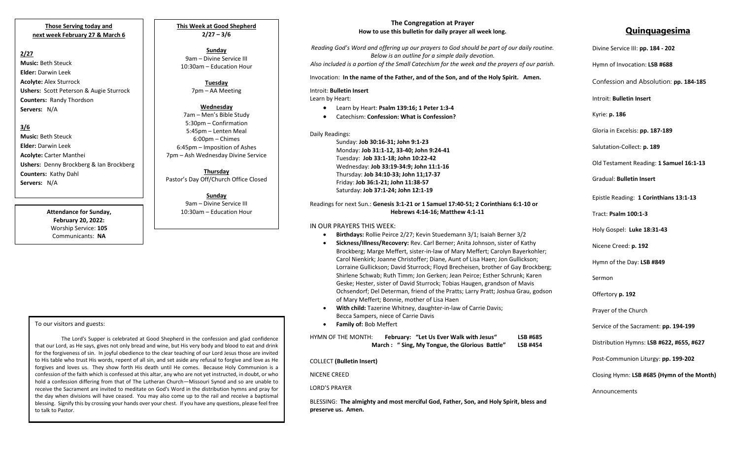## Those Serving today and next week February 27 & March 6

**2/27**

**Music:** Beth Steuck
**Elder:** Darwin Leek
**Acolyte:** Alex Sturrock
**Ushers:** Scott Peterson & Augie Sturrock
**Counters:** Randy Thordson
**Servers:** N/A

**3/6**

**Music:** Beth Steuck
**Elder:** Darwin Leek
**Acolyte:** Carter Manthei
**Ushers:** Denny Brockberg & Ian Brockberg
**Counters:** Kathy Dahl
**Servers:** N/A

**Attendance for Sunday, February 20, 2022:**
Worship Service: **105**
Communicants: **NA**

## This Week at Good Shepherd
**2/27 – 3/6**

**Sunday**
9am – Divine Service III
10:30am – Education Hour

**Tuesday**
7pm – AA Meeting

**Wednesday**
7am – Men's Bible Study
5:30pm – Confirmation
5:45pm – Lenten Meal
6:00pm – Chimes
6:45pm – Imposition of Ashes
7pm – Ash Wednesday Divine Service

**Thursday**
Pastor's Day Off/Church Office Closed

**Sunday**
9am – Divine Service III
10:30am – Education Hour

To our visitors and guests:

The Lord's Supper is celebrated at Good Shepherd in the confession and glad confidence that our Lord, as He says, gives not only bread and wine, but His very body and blood to eat and drink for the forgiveness of sin. In joyful obedience to the clear teaching of our Lord Jesus those are invited to His table who trust His words, repent of all sin, and set aside any refusal to forgive and love as He forgives and loves us. They show forth His death until He comes. Because Holy Communion is a confession of the faith which is confessed at this altar, any who are not yet instructed, in doubt, or who hold a confession differing from that of The Lutheran Church—Missouri Synod and so are unable to receive the Sacrament are invited to meditate on God's Word in the distribution hymns and pray for the day when divisions will have ceased. You may also come up to the rail and receive a baptismal blessing. Signify this by crossing your hands over your chest. If you have any questions, please feel free to talk to Pastor.

## The Congregation at Prayer
**How to use this bulletin for daily prayer all week long.**

*Reading God's Word and offering up our prayers to God should be part of our daily routine. Below is an outline for a simple daily devotion. Also included is a portion of the Small Catechism for the week and the prayers of our parish.*

Invocation: **In the name of the Father, and of the Son, and of the Holy Spirit. Amen.**

Introit: **Bulletin Insert**
Learn by Heart:

- Learn by Heart: **Psalm 139:16; 1 Peter 1:3-4**
- Catechism: **Confession: What is Confession?**

Daily Readings:
Sunday: **Job 30:16-31; John 9:1-23**
Monday: **Job 31:1-12, 33-40; John 9:24-41**
Tuesday: **Job 33:1-18; John 10:22-42**
Wednesday: **Job 33:19-34:9; John 11:1-16**
Thursday: **Job 34:10-33; John 11;17-37**
Friday: **Job 36:1-21; John 11:38-57**
Saturday: **Job 37:1-24; John 12:1-19**

Readings for next Sun.: **Genesis 3:1-21 or 1 Samuel 17:40-51; 2 Corinthians 6:1-10 or Hebrews 4:14-16; Matthew 4:1-11**

IN OUR PRAYERS THIS WEEK:

- **Birthdays:** Rollie Peirce 2/27; Kevin Stuedemann 3/1; Isaiah Berner 3/2
- **Sickness/Illness/Recovery:** Rev. Carl Berner; Anita Johnson, sister of Kathy Brockberg; Marge Meffert, sister-in-law of Mary Meffert; Carolyn Bayerkohler; Carol Nienkirk; Joanne Christoffer; Diane, Aunt of Lisa Haen; Jon Gullickson; Lorraine Gullickson; David Sturrock; Floyd Brecheisen, brother of Gay Brockberg; Shirlene Schwab; Ruth Timm; Jon Gerken; Jean Peirce; Esther Schrunk; Karen Geske; Hester, sister of David Sturrock; Tobias Haugen, grandson of Mavis Ochsendorf; Del Determan, friend of the Pratts; Larry Pratt; Joshua Grau, godson of Mary Meffert; Bonnie, mother of Lisa Haen
- **With child:** Tazerine Whitney, daughter-in-law of Carrie Davis; Becca Sampers, niece of Carrie Davis
- **Family of:** Bob Meffert

HYMN OF THE MONTH: **February: "Let Us Ever Walk with Jesus" LSB #685**
**March : " Sing, My Tongue, the Glorious Battle" LSB #454**

COLLECT **(Bulletin Insert)**

NICENE CREED

LORD'S PRAYER

BLESSING: **The almighty and most merciful God, Father, Son, and Holy Spirit, bless and preserve us. Amen.**

## Quinquagesima

Divine Service III: **pp. 184 - 202**

Hymn of Invocation: **LSB #688**

Confession and Absolution: **pp. 184-185**

Introit: **Bulletin Insert**

Kyrie: **p. 186**

Gloria in Excelsis: **pp. 187-189**

Salutation-Collect: **p. 189**

Old Testament Reading: **1 Samuel 16:1-13**

Gradual: **Bulletin Insert**

Epistle Reading: **1 Corinthians 13:1-13**

Tract: **Psalm 100:1-3**

Holy Gospel: **Luke 18:31-43**

Nicene Creed: **p. 192**

Hymn of the Day: **LSB #849**

Sermon

Offertory **p. 192**

Prayer of the Church

Service of the Sacrament: **pp. 194-199**

Distribution Hymns: **LSB #622, #655, #627**

Post-Communion Liturgy: **pp. 199-202**

Closing Hymn: **LSB #685 (Hymn of the Month)**

Announcements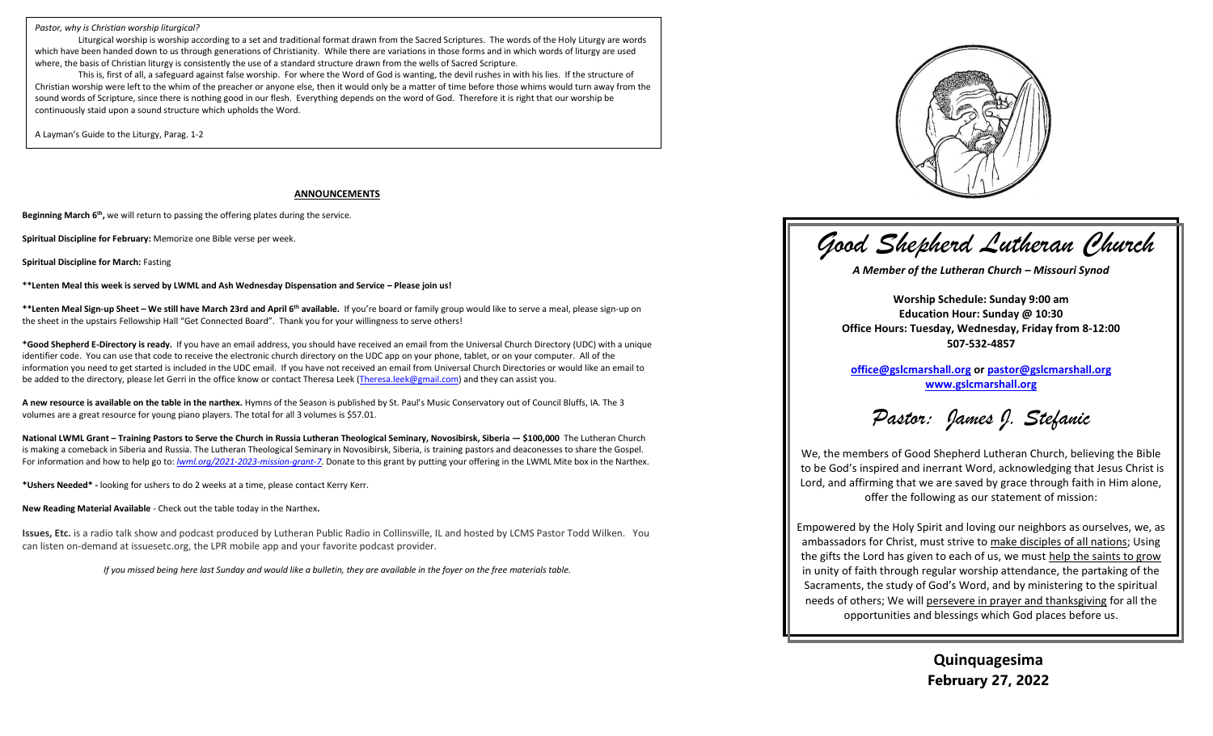*Pastor, why is Christian worship liturgical?*

Liturgical worship is worship according to a set and traditional format drawn from the Sacred Scriptures. The words of the Holy Liturgy are words which have been handed down to us through generations of Christianity. While there are variations in those forms and in which words of liturgy are used where, the basis of Christian liturgy is consistently the use of a standard structure drawn from the wells of Sacred Scripture.

This is, first of all, a safeguard against false worship. For where the Word of God is wanting, the devil rushes in with his lies. If the structure of Christian worship were left to the whim of the preacher or anyone else, then it would only be a matter of time before those whims would turn away from the sound words of Scripture, since there is nothing good in our flesh. Everything depends on the word of God. Therefore it is right that our worship be continuously staid upon a sound structure which upholds the Word.

A Layman's Guide to the Liturgy, Parag. 1-2

## ANNOUNCEMENTS

**Beginning March 6th,** we will return to passing the offering plates during the service.

**Spiritual Discipline for February:** Memorize one Bible verse per week.

**Spiritual Discipline for March:** Fasting

**\*\*Lenten Meal this week is served by LWML and Ash Wednesday Dispensation and Service – Please join us!**

**\*\*Lenten Meal Sign-up Sheet – We still have March 23rd and April 6th available.** If you're board or family group would like to serve a meal, please sign-up on the sheet in the upstairs Fellowship Hall "Get Connected Board". Thank you for your willingness to serve others!

**\*Good Shepherd E-Directory is ready.** If you have an email address, you should have received an email from the Universal Church Directory (UDC) with a unique identifier code. You can use that code to receive the electronic church directory on the UDC app on your phone, tablet, or on your computer. All of the information you need to get started is included in the UDC email. If you have not received an email from Universal Church Directories or would like an email to be added to the directory, please let Gerri in the office know or contact Theresa Leek (Theresa.leek@gmail.com) and they can assist you.

**A new resource is available on the table in the narthex.** Hymns of the Season is published by St. Paul's Music Conservatory out of Council Bluffs, IA. The 3 volumes are a great resource for young piano players. The total for all 3 volumes is $57.01.

**National LWML Grant – Training Pastors to Serve the Church in Russia Lutheran Theological Seminary, Novosibirsk, Siberia — $100,000** The Lutheran Church is making a comeback in Siberia and Russia. The Lutheran Theological Seminary in Novosibirsk, Siberia, is training pastors and deaconesses to share the Gospel. For information and how to help go to: *lwml.org/2021-2023-mission-grant-7.* Donate to this grant by putting your offering in the LWML Mite box in the Narthex.

**\*Ushers Needed\* -** looking for ushers to do 2 weeks at a time, please contact Kerry Kerr.

**New Reading Material Available** - Check out the table today in the Narthex**.**

**Issues, Etc.** is a radio talk show and podcast produced by Lutheran Public Radio in Collinsville, IL and hosted by LCMS Pastor Todd Wilken. You can listen on-demand at issuesetc.org, the LPR mobile app and your favorite podcast provider.

*If you missed being here last Sunday and would like a bulletin, they are available in the foyer on the free materials table.*

# *Good Shepherd Lutheran Church*

***A Member of the Lutheran Church – Missouri Synod***

**Worship Schedule: Sunday 9:00 am**
**Education Hour: Sunday @ 10:30**
**Office Hours: Tuesday, Wednesday, Friday from 8-12:00**
**507-532-4857**

**office@gslcmarshall.org or pastor@gslcmarshall.org**
**www.gslcmarshall.org**

*Pastor: James J. Stefanic*

We, the members of Good Shepherd Lutheran Church, believing the Bible to be God's inspired and inerrant Word, acknowledging that Jesus Christ is Lord, and affirming that we are saved by grace through faith in Him alone, offer the following as our statement of mission:

Empowered by the Holy Spirit and loving our neighbors as ourselves, we, as ambassadors for Christ, must strive to make disciples of all nations; Using the gifts the Lord has given to each of us, we must help the saints to grow in unity of faith through regular worship attendance, the partaking of the Sacraments, the study of God's Word, and by ministering to the spiritual needs of others; We will persevere in prayer and thanksgiving for all the opportunities and blessings which God places before us.

**Quinquagesima**
**February 27, 2022**